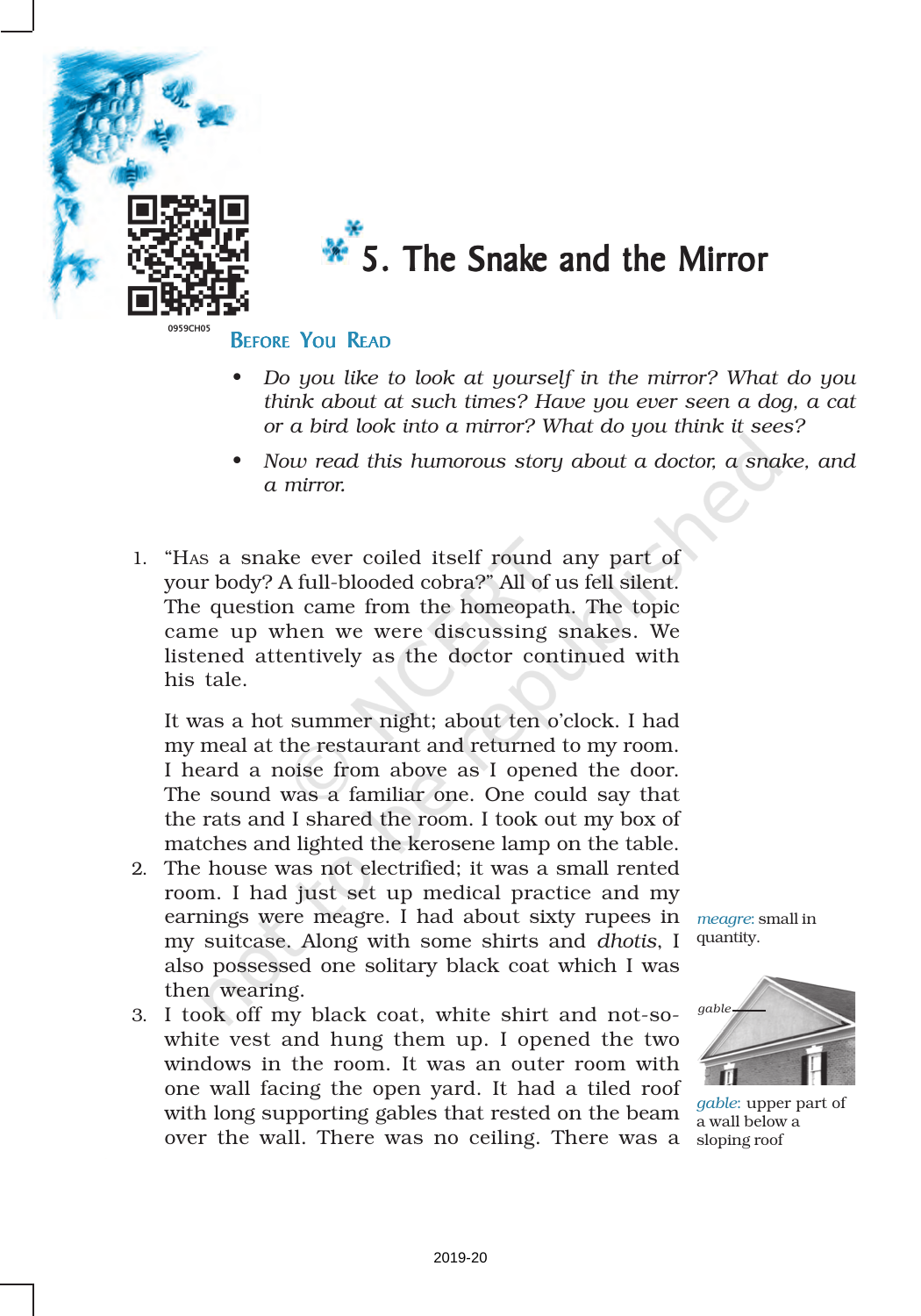# 5. The Snake and the Mirror

## Before You Read

- *Do you like to look at yourself in the mirror? What do you think about at such times? Have you ever seen a dog, a cat or a bird look into a mirror? What do you think it sees?*
- *Now read this humorous story about a doctor, a snake, and a mirror.*

1. "HAS a snake ever coiled itself round any part of your body? A full-blooded cobra?" All of us fell silent. The question came from the homeopath. The topic came up when we were discussing snakes. We listened attentively as the doctor continued with his tale.

   It was a hot summer night; about ten o'clock. I had my meal at the restaurant and returned to my room. I heard a noise from above as I opened the door. The sound was a familiar one. One could say that the rats and I shared the room. I took out my box of matches and lighted the kerosene lamp on the table.

2. The house was not electrified; it was a small rented room. I had just set up medical practice and my earnings were meagre. I had about sixty rupees in my suitcase. Along with some shirts and *dhotis*, I also possessed one solitary black coat which I was then wearing.

3. I took off my black coat, white shirt and not-so-white vest and hung them up. I opened the two windows in the room. It was an outer room with one wall facing the open yard. It had a tiled roof with long supporting gables that rested on the beam over the wall. There was no ceiling. There was a

*meagre*: small in quantity.

gable

*gable*: upper part of a wall below a sloping roof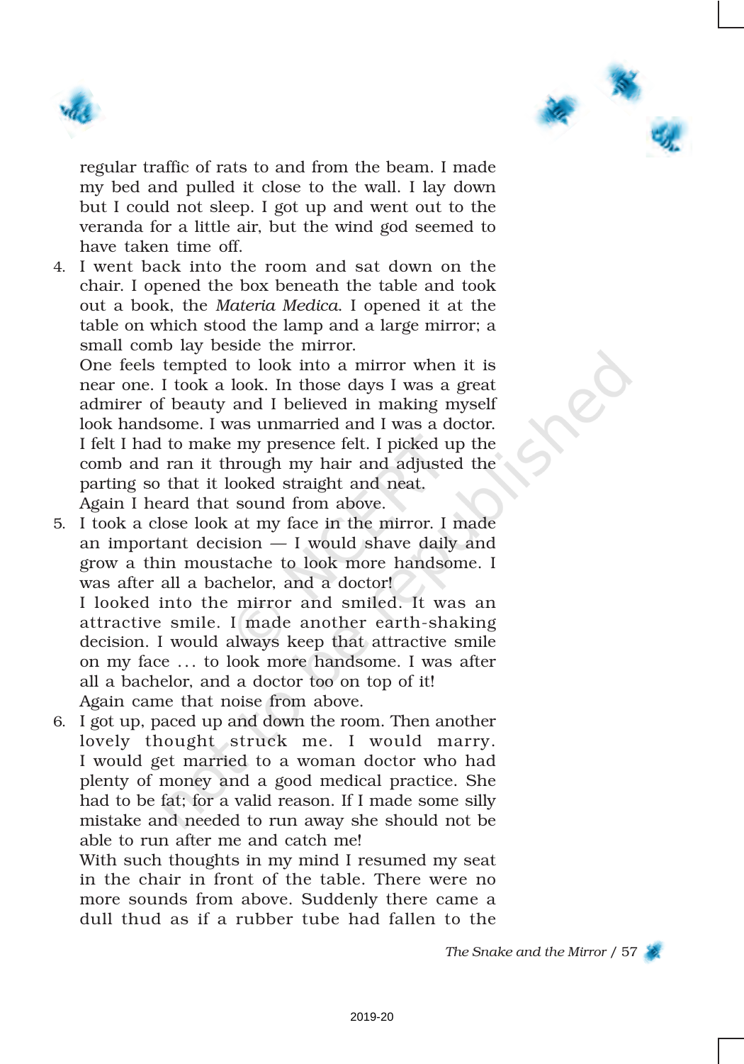regular traffic of rats to and from the beam. I made my bed and pulled it close to the wall. I lay down but I could not sleep. I got up and went out to the veranda for a little air, but the wind god seemed to have taken time off.

4. I went back into the room and sat down on the chair. I opened the box beneath the table and took out a book, the *Materia Medica*. I opened it at the table on which stood the lamp and a large mirror; a small comb lay beside the mirror.

   One feels tempted to look into a mirror when it is near one. I took a look. In those days I was a great admirer of beauty and I believed in making myself look handsome. I was unmarried and I was a doctor. I felt I had to make my presence felt. I picked up the comb and ran it through my hair and adjusted the parting so that it looked straight and neat.

   Again I heard that sound from above.

5. I took a close look at my face in the mirror. I made an important decision — I would shave daily and grow a thin moustache to look more handsome. I was after all a bachelor, and a doctor!

   I looked into the mirror and smiled. It was an attractive smile. I made another earth-shaking decision. I would always keep that attractive smile on my face … to look more handsome. I was after all a bachelor, and a doctor too on top of it!

   Again came that noise from above.

6. I got up, paced up and down the room. Then another lovely thought struck me. I would marry. I would get married to a woman doctor who had plenty of money and a good medical practice. She had to be fat; for a valid reason. If I made some silly mistake and needed to run away she should not be able to run after me and catch me!

   With such thoughts in my mind I resumed my seat in the chair in front of the table. There were no more sounds from above. Suddenly there came a dull thud as if a rubber tube had fallen to the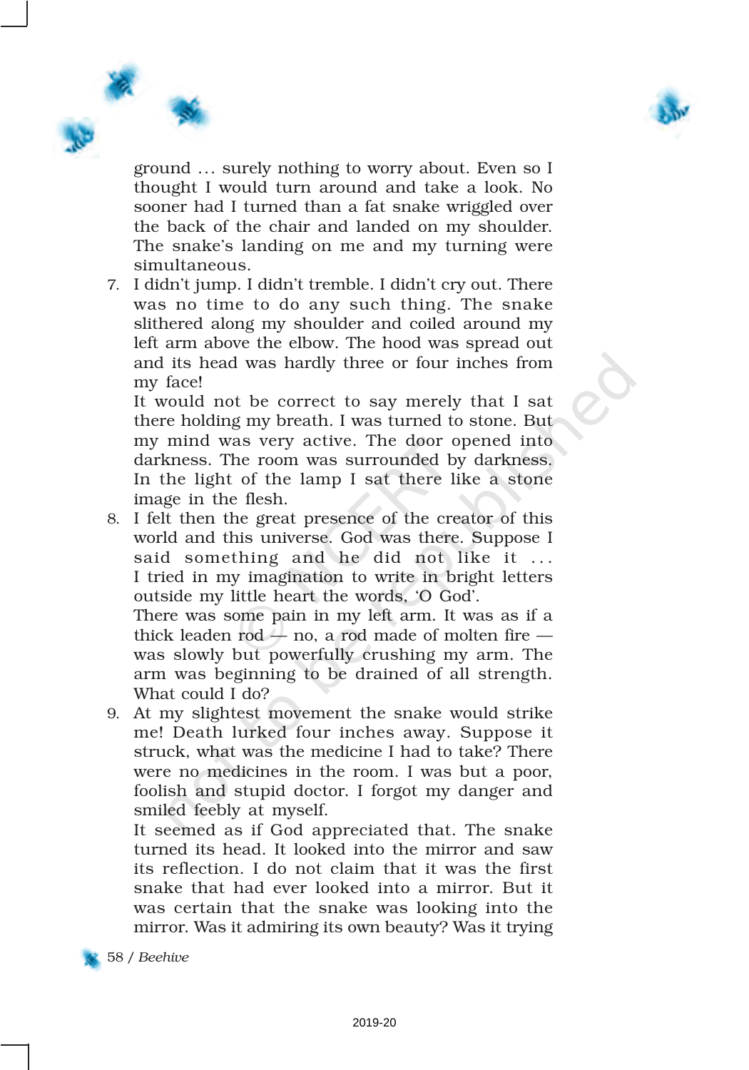ground … surely nothing to worry about. Even so I thought I would turn around and take a look. No sooner had I turned than a fat snake wriggled over the back of the chair and landed on my shoulder. The snake's landing on me and my turning were simultaneous.

7. I didn't jump. I didn't tremble. I didn't cry out. There was no time to do any such thing. The snake slithered along my shoulder and coiled around my left arm above the elbow. The hood was spread out and its head was hardly three or four inches from my face!

   It would not be correct to say merely that I sat there holding my breath. I was turned to stone. But my mind was very active. The door opened into darkness. The room was surrounded by darkness. In the light of the lamp I sat there like a stone image in the flesh.

8. I felt then the great presence of the creator of this world and this universe. God was there. Suppose I said something and he did not like it … I tried in my imagination to write in bright letters outside my little heart the words, 'O God'.

   There was some pain in my left arm. It was as if a thick leaden rod — no, a rod made of molten fire — was slowly but powerfully crushing my arm. The arm was beginning to be drained of all strength. What could I do?

9. At my slightest movement the snake would strike me! Death lurked four inches away. Suppose it struck, what was the medicine I had to take? There were no medicines in the room. I was but a poor, foolish and stupid doctor. I forgot my danger and smiled feebly at myself.

   It seemed as if God appreciated that. The snake turned its head. It looked into the mirror and saw its reflection. I do not claim that it was the first snake that had ever looked into a mirror. But it was certain that the snake was looking into the mirror. Was it admiring its own beauty? Was it trying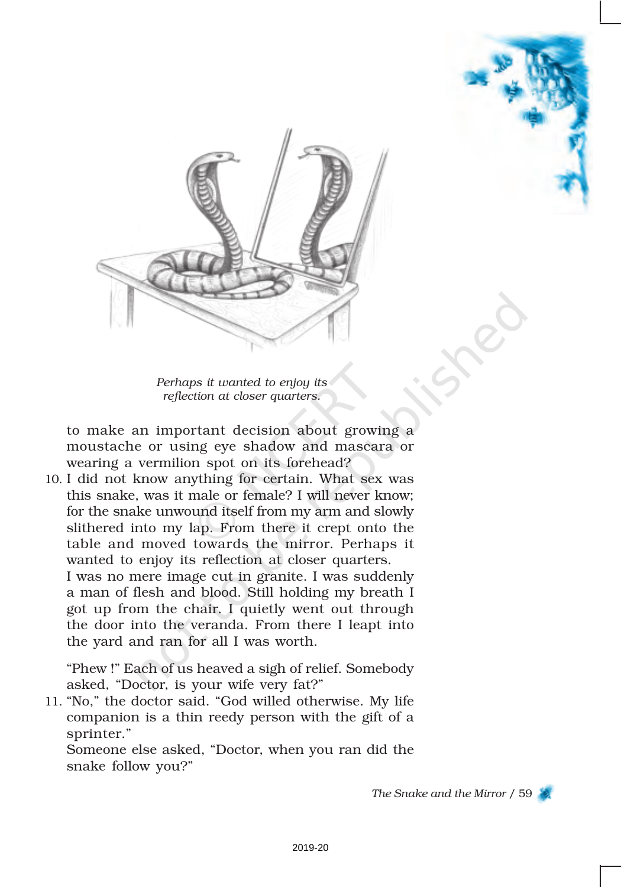*Perhaps it wanted to enjoy its reflection at closer quarters.*

to make an important decision about growing a moustache or using eye shadow and mascara or wearing a vermilion spot on its forehead?

10. I did not know anything for certain. What sex was this snake, was it male or female? I will never know; for the snake unwound itself from my arm and slowly slithered into my lap. From there it crept onto the table and moved towards the mirror. Perhaps it wanted to enjoy its reflection at closer quarters.

    I was no mere image cut in granite. I was suddenly a man of flesh and blood. Still holding my breath I got up from the chair. I quietly went out through the door into the veranda. From there I leapt into the yard and ran for all I was worth.

"Phew !" Each of us heaved a sigh of relief. Somebody asked, "Doctor, is your wife very fat?"

11. "No," the doctor said. "God willed otherwise. My life companion is a thin reedy person with the gift of a sprinter."

    Someone else asked, "Doctor, when you ran did the snake follow you?"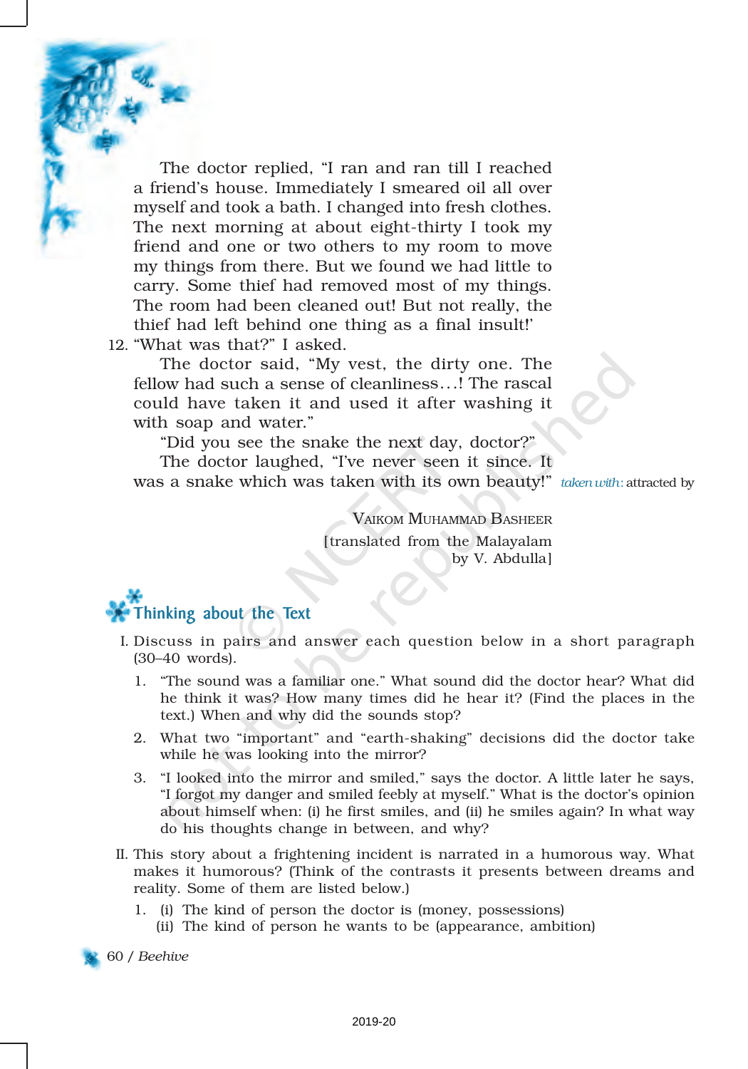The doctor replied, "I ran and ran till I reached a friend's house. Immediately I smeared oil all over myself and took a bath. I changed into fresh clothes. The next morning at about eight-thirty I took my friend and one or two others to my room to move my things from there. But we found we had little to carry. Some thief had removed most of my things. The room had been cleaned out! But not really, the thief had left behind one thing as a final insult!'

12. "What was that?" I asked.

The doctor said, "My vest, the dirty one. The fellow had such a sense of cleanliness…! The rascal could have taken it and used it after washing it with soap and water."

"Did you see the snake the next day, doctor?"

The doctor laughed, "I've never seen it since. It was a snake which was taken with its own beauty!"

*taken with*: attracted by

VAIKOM MUHAMMAD BASHEER
[translated from the Malayalam by V. Abdulla]

## Thinking about the Text

I. Discuss in pairs and answer each question below in a short paragraph (30–40 words).

1. "The sound was a familiar one." What sound did the doctor hear? What did he think it was? How many times did he hear it? (Find the places in the text.) When and why did the sounds stop?
2. What two "important" and "earth-shaking" decisions did the doctor take while he was looking into the mirror?
3. "I looked into the mirror and smiled," says the doctor. A little later he says, "I forgot my danger and smiled feebly at myself." What is the doctor's opinion about himself when: (i) he first smiles, and (ii) he smiles again? In what way do his thoughts change in between, and why?

II. This story about a frightening incident is narrated in a humorous way. What makes it humorous? (Think of the contrasts it presents between dreams and reality. Some of them are listed below.)

1. (i) The kind of person the doctor is (money, possessions)
   (ii) The kind of person he wants to be (appearance, ambition)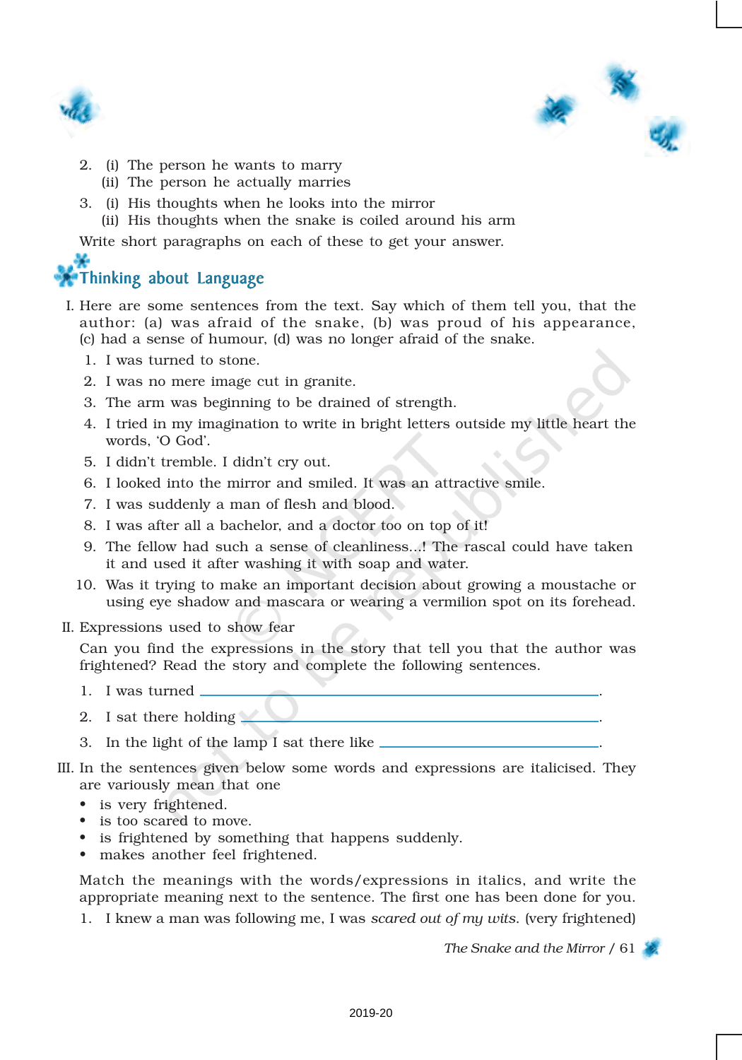2. (i) The person he wants to marry
   (ii) The person he actually marries

3. (i) His thoughts when he looks into the mirror
   (ii) His thoughts when the snake is coiled around his arm

Write short paragraphs on each of these to get your answer.

## Thinking about Language

I. Here are some sentences from the text. Say which of them tell you, that the author: (a) was afraid of the snake, (b) was proud of his appearance, (c) had a sense of humour, (d) was no longer afraid of the snake.

1. I was turned to stone.
2. I was no mere image cut in granite.
3. The arm was beginning to be drained of strength.
4. I tried in my imagination to write in bright letters outside my little heart the words, 'O God'.
5. I didn't tremble. I didn't cry out.
6. I looked into the mirror and smiled. It was an attractive smile.
7. I was suddenly a man of flesh and blood.
8. I was after all a bachelor, and a doctor too on top of it!
9. The fellow had such a sense of cleanliness...! The rascal could have taken it and used it after washing it with soap and water.
10. Was it trying to make an important decision about growing a moustache or using eye shadow and mascara or wearing a vermilion spot on its forehead.

II. Expressions used to show fear

Can you find the expressions in the story that tell you that the author was frightened? Read the story and complete the following sentences.

1. I was turned ______________________________.
2. I sat there holding ______________________________.
3. In the light of the lamp I sat there like ______________________________.

III. In the sentences given below some words and expressions are italicised. They are variously mean that one

- is very frightened.
- is too scared to move.
- is frightened by something that happens suddenly.
- makes another feel frightened.

Match the meanings with the words/expressions in italics, and write the appropriate meaning next to the sentence. The first one has been done for you.

1. I knew a man was following me, I was *scared out of my wits*. (very frightened)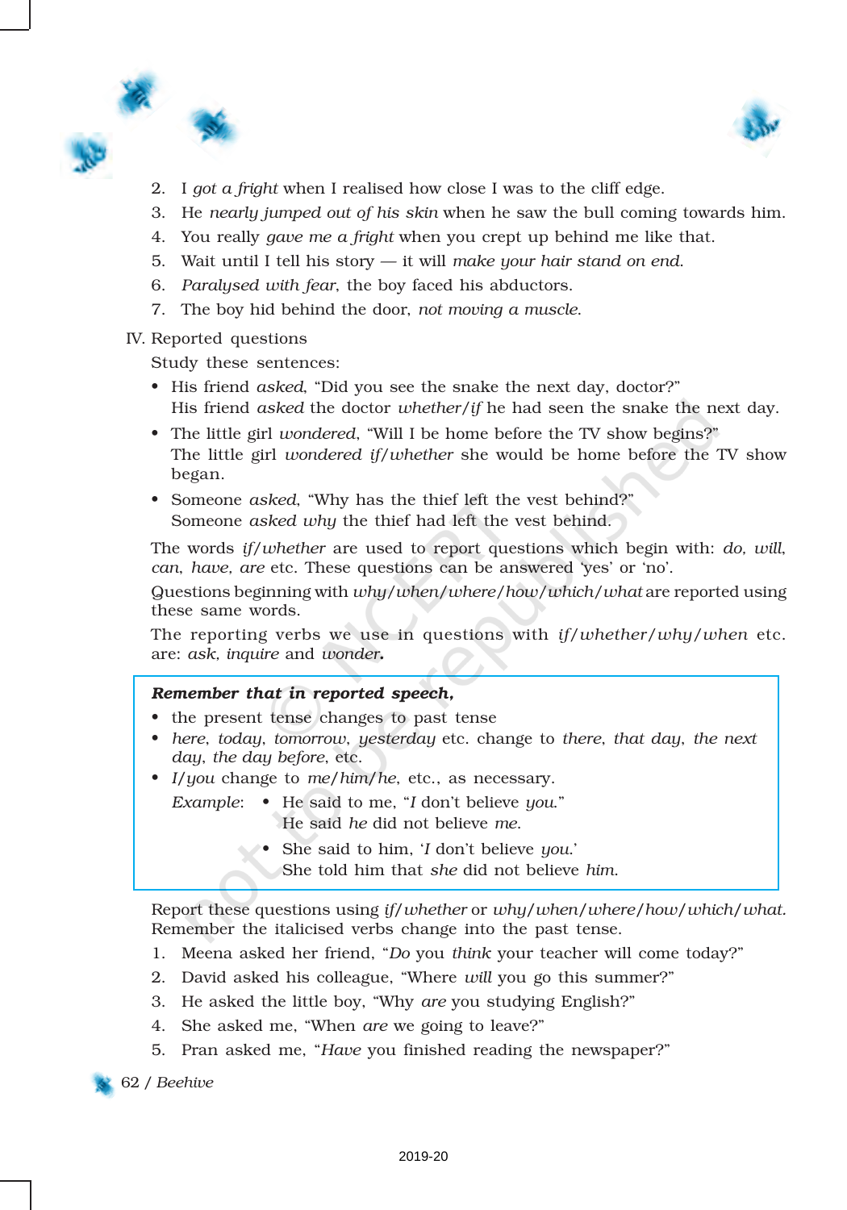2. I *got a fright* when I realised how close I was to the cliff edge.
3. He *nearly jumped out of his skin* when he saw the bull coming towards him.
4. You really *gave me a fright* when you crept up behind me like that.
5. Wait until I tell his story — it will *make your hair stand on end*.
6. *Paralysed with fear*, the boy faced his abductors.
7. The boy hid behind the door, *not moving a muscle*.

IV. Reported questions

Study these sentences:

- His friend *asked*, "Did you see the snake the next day, doctor?"
  His friend *asked* the doctor *whether/if* he had seen the snake the next day.
- The little girl *wondered*, "Will I be home before the TV show begins?"
  The little girl *wondered if/whether* she would be home before the TV show began.
- Someone *asked*, "Why has the thief left the vest behind?"
  Someone *asked why* the thief had left the vest behind.

The words *if/whether* are used to report questions which begin with: *do, will, can, have, are* etc. These questions can be answered 'yes' or 'no'.

Questions beginning with *why/when/where/how/which/what* are reported using these same words.

The reporting verbs we use in questions with *if/whether/why/when* etc. are: *ask, inquire* and *wonder.*

> ***Remember that in reported speech,***
>
> - the present tense changes to past tense
> - *here, today, tomorrow, yesterday* etc. change to *there, that day, the next day, the day before*, etc.
> - *I/you* change to *me/him/he*, etc., as necessary.
>
> *Example*:
> - He said to me, "*I* don't believe *you*."
>   He said *he* did not believe *me*.
> - She said to him, '*I* don't believe *you*.'
>   She told him that *she* did not believe *him*.

Report these questions using *if/whether* or *why/when/where/how/which/what.* Remember the italicised verbs change into the past tense.

1. Meena asked her friend, "*Do* you *think* your teacher will come today?"
2. David asked his colleague, "Where *will* you go this summer?"
3. He asked the little boy, "Why *are* you studying English?"
4. She asked me, "When *are* we going to leave?"
5. Pran asked me, "*Have* you finished reading the newspaper?"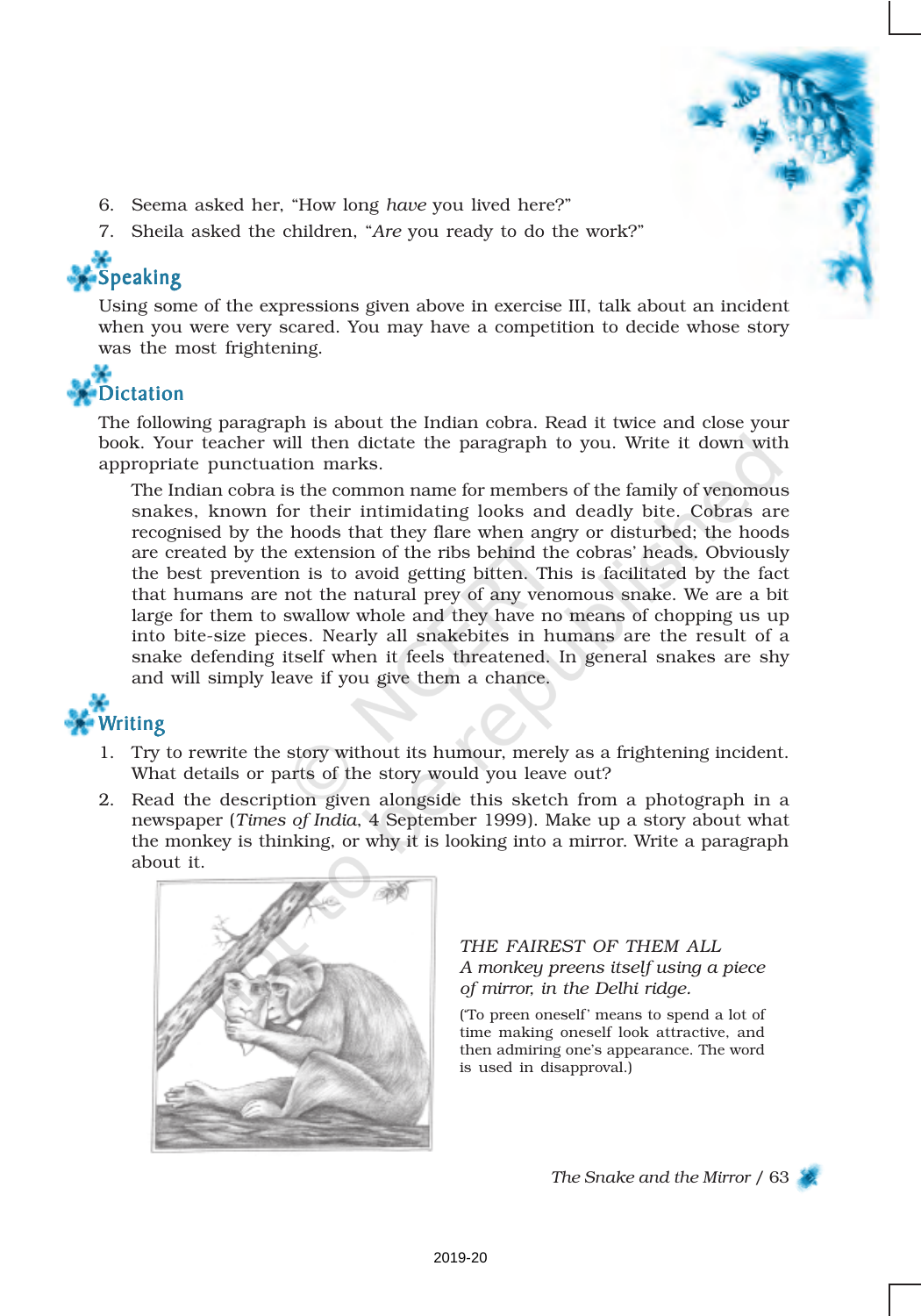6. Seema asked her, "How long *have* you lived here?"
7. Sheila asked the children, "*Are* you ready to do the work?"

## Speaking

Using some of the expressions given above in exercise III, talk about an incident when you were very scared. You may have a competition to decide whose story was the most frightening.

## Dictation

The following paragraph is about the Indian cobra. Read it twice and close your book. Your teacher will then dictate the paragraph to you. Write it down with appropriate punctuation marks.

> The Indian cobra is the common name for members of the family of venomous snakes, known for their intimidating looks and deadly bite. Cobras are recognised by the hoods that they flare when angry or disturbed; the hoods are created by the extension of the ribs behind the cobras' heads. Obviously the best prevention is to avoid getting bitten. This is facilitated by the fact that humans are not the natural prey of any venomous snake. We are a bit large for them to swallow whole and they have no means of chopping us up into bite-size pieces. Nearly all snakebites in humans are the result of a snake defending itself when it feels threatened. In general snakes are shy and will simply leave if you give them a chance.

## Writing

1. Try to rewrite the story without its humour, merely as a frightening incident. What details or parts of the story would you leave out?
2. Read the description given alongside this sketch from a photograph in a newspaper (*Times of India*, 4 September 1999). Make up a story about what the monkey is thinking, or why it is looking into a mirror. Write a paragraph about it.

*THE FAIREST OF THEM ALL*
*A monkey preens itself using a piece of mirror, in the Delhi ridge.*

('To preen oneself' means to spend a lot of time making oneself look attractive, and then admiring one's appearance. The word is used in disapproval.)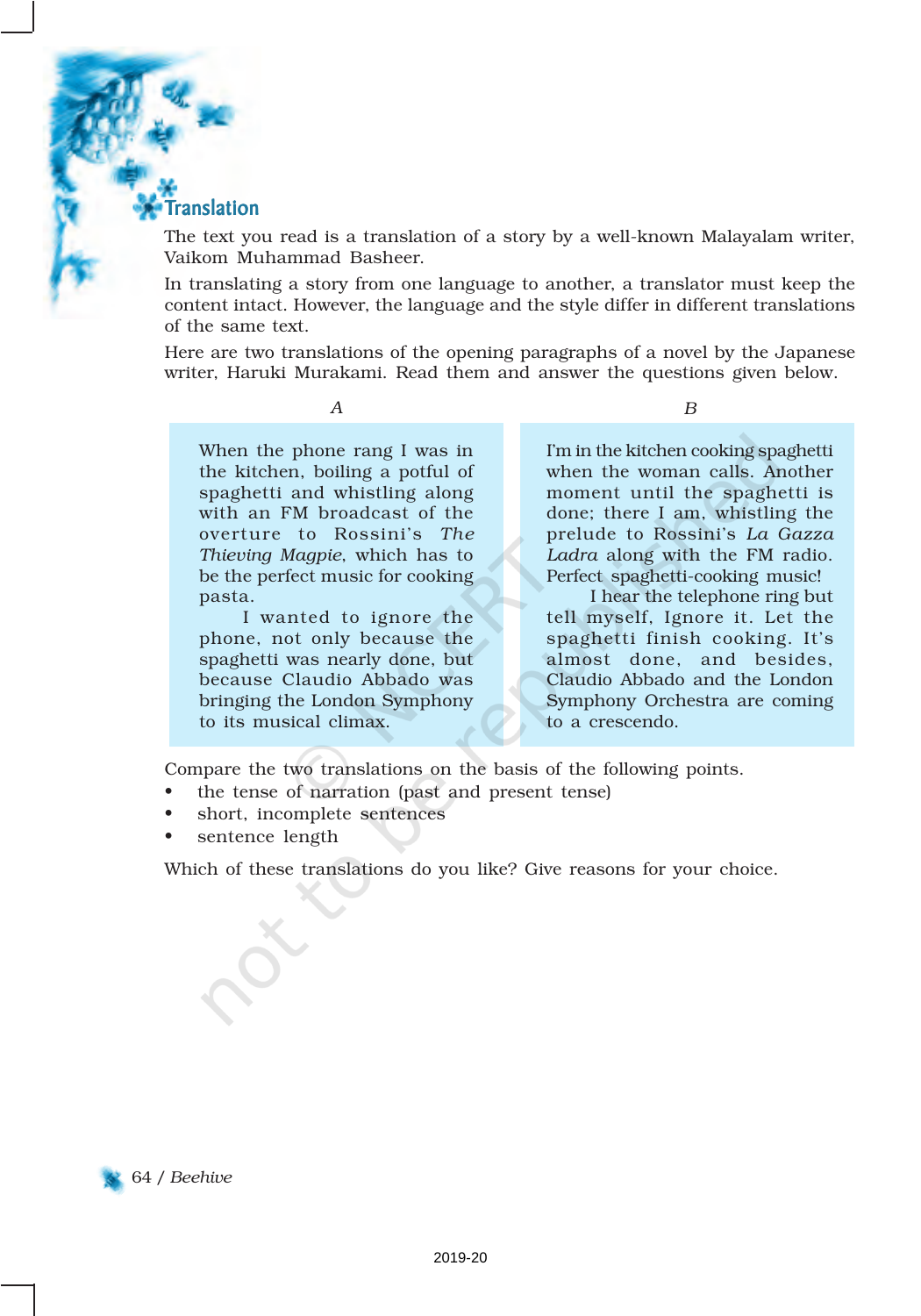## Translation

The text you read is a translation of a story by a well-known Malayalam writer, Vaikom Muhammad Basheer.

In translating a story from one language to another, a translator must keep the content intact. However, the language and the style differ in different translations of the same text.

Here are two translations of the opening paragraphs of a novel by the Japanese writer, Haruki Murakami. Read them and answer the questions given below.

*A*

When the phone rang I was in the kitchen, boiling a potful of spaghetti and whistling along with an FM broadcast of the overture to Rossini's *The Thieving Magpie*, which has to be the perfect music for cooking pasta.

I wanted to ignore the phone, not only because the spaghetti was nearly done, but because Claudio Abbado was bringing the London Symphony to its musical climax.

*B*

I'm in the kitchen cooking spaghetti when the woman calls. Another moment until the spaghetti is done; there I am, whistling the prelude to Rossini's *La Gazza Ladra* along with the FM radio. Perfect spaghetti-cooking music!

I hear the telephone ring but tell myself, Ignore it. Let the spaghetti finish cooking. It's almost done, and besides, Claudio Abbado and the London Symphony Orchestra are coming to a crescendo.

Compare the two translations on the basis of the following points.

- the tense of narration (past and present tense)
- short, incomplete sentences
- sentence length

Which of these translations do you like? Give reasons for your choice.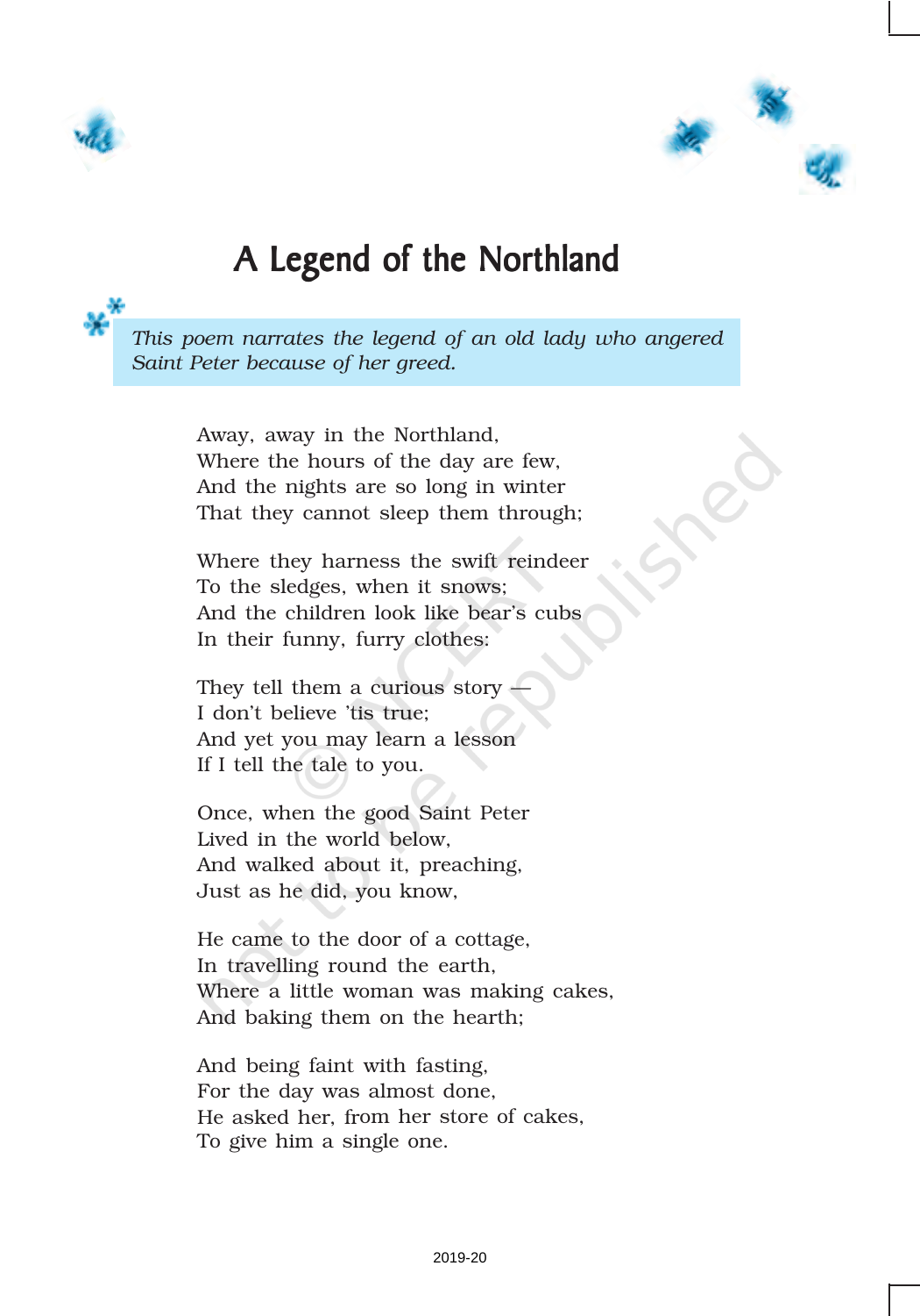# A Legend of the Northland

*This poem narrates the legend of an old lady who angered Saint Peter because of her greed.*

Away, away in the Northland,
Where the hours of the day are few,
And the nights are so long in winter
That they cannot sleep them through;

Where they harness the swift reindeer
To the sledges, when it snows;
And the children look like bear's cubs
In their funny, furry clothes:

They tell them a curious story —
I don't believe 'tis true;
And yet you may learn a lesson
If I tell the tale to you.

Once, when the good Saint Peter
Lived in the world below,
And walked about it, preaching,
Just as he did, you know,

He came to the door of a cottage,
In travelling round the earth,
Where a little woman was making cakes,
And baking them on the hearth;

And being faint with fasting,
For the day was almost done,
He asked her, from her store of cakes,
To give him a single one.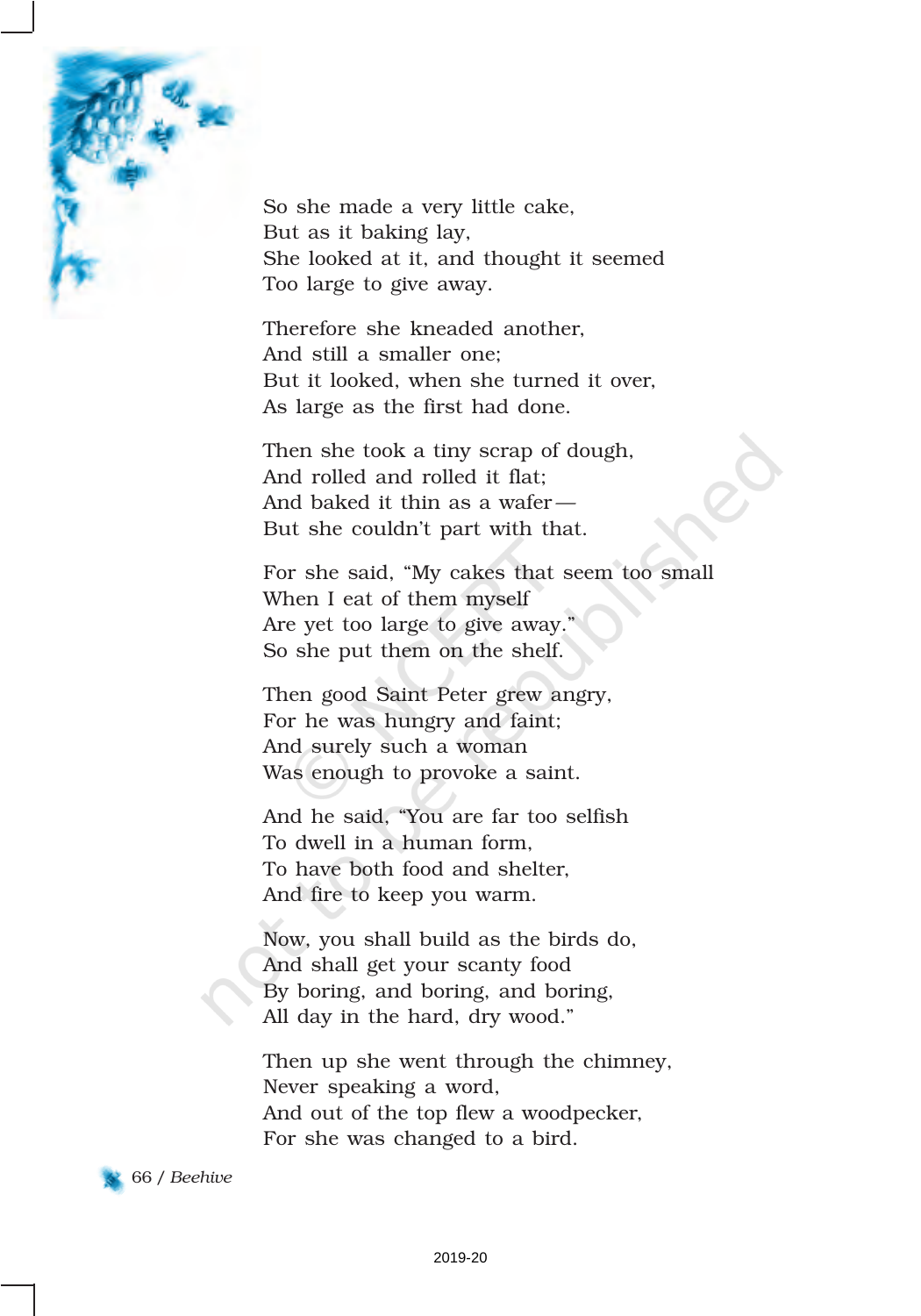So she made a very little cake,  
But as it baking lay,  
She looked at it, and thought it seemed  
Too large to give away.

Therefore she kneaded another,  
And still a smaller one;  
But it looked, when she turned it over,  
As large as the first had done.

Then she took a tiny scrap of dough,  
And rolled and rolled it flat;  
And baked it thin as a wafer—  
But she couldn't part with that.

For she said, "My cakes that seem too small  
When I eat of them myself  
Are yet too large to give away."  
So she put them on the shelf.

Then good Saint Peter grew angry,  
For he was hungry and faint;  
And surely such a woman  
Was enough to provoke a saint.

And he said, "You are far too selfish  
To dwell in a human form,  
To have both food and shelter,  
And fire to keep you warm.

Now, you shall build as the birds do,  
And shall get your scanty food  
By boring, and boring, and boring,  
All day in the hard, dry wood."

Then up she went through the chimney,  
Never speaking a word,  
And out of the top flew a woodpecker,  
For she was changed to a bird.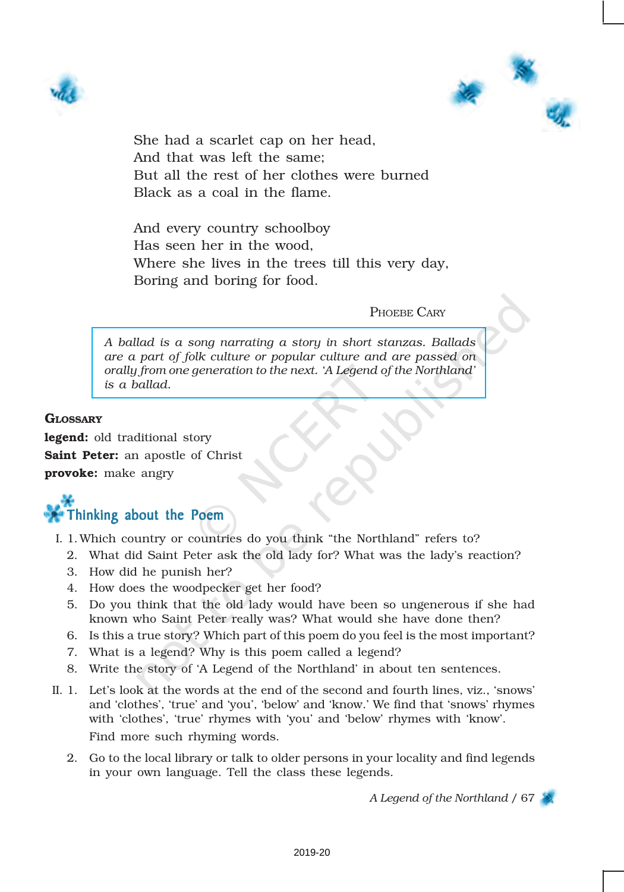She had a scarlet cap on her head,
And that was left the same;
But all the rest of her clothes were burned
Black as a coal in the flame.

And every country schoolboy
Has seen her in the wood,
Where she lives in the trees till this very day,
Boring and boring for food.

PHOEBE CARY

*A ballad is a song narrating a story in short stanzas. Ballads are a part of folk culture or popular culture and are passed on orally from one generation to the next. 'A Legend of the Northland' is a ballad.*

## GLOSSARY

**legend:** old traditional story
**Saint Peter:** an apostle of Christ
**provoke:** make angry

## Thinking about the Poem

I. 1. Which country or countries do you think "the Northland" refers to?
2. What did Saint Peter ask the old lady for? What was the lady's reaction?
3. How did he punish her?
4. How does the woodpecker get her food?
5. Do you think that the old lady would have been so ungenerous if she had known who Saint Peter really was? What would she have done then?
6. Is this a true story? Which part of this poem do you feel is the most important?
7. What is a legend? Why is this poem called a legend?
8. Write the story of 'A Legend of the Northland' in about ten sentences.

II. 1. Let's look at the words at the end of the second and fourth lines, viz., 'snows' and 'clothes', 'true' and 'you', 'below' and 'know.' We find that 'snows' rhymes with 'clothes', 'true' rhymes with 'you' and 'below' rhymes with 'know'.
Find more such rhyming words.
2. Go to the local library or talk to older persons in your locality and find legends in your own language. Tell the class these legends.